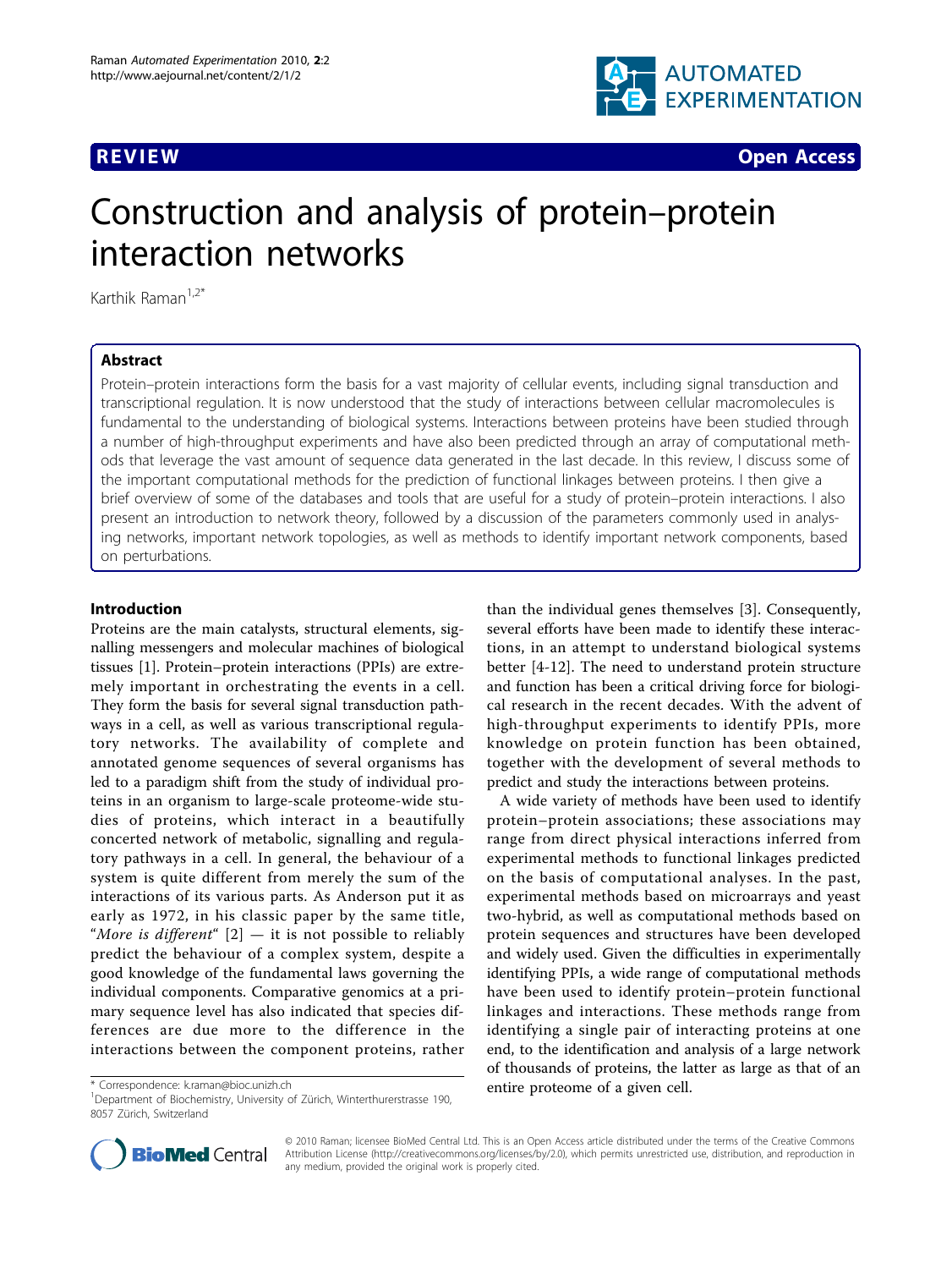REVIEW Open Access

# Construction and analysis of protein–protein interaction networks

Karthik Raman[1,2*]

## Abstract

Protein–protein interactions form the basis for a vast majority of cellular events, including signal transduction and transcriptional regulation. It is now understood that the study of interactions between cellular macromolecules is fundamental to the understanding of biological systems. Interactions between proteins have been studied through a number of high-throughput experiments and have also been predicted through an array of computational methods that leverage the vast amount of sequence data generated in the last decade. In this review, I discuss some of the important computational methods for the prediction of functional linkages between proteins. I then give a brief overview of some of the databases and tools that are useful for a study of protein–protein interactions. I also present an introduction to network theory, followed by a discussion of the parameters commonly used in analysing networks, important network topologies, as well as methods to identify important network components, based on perturbations.

## Introduction

Proteins are the main catalysts, structural elements, signalling messengers and molecular machines of biological tissues [1]. Protein–protein interactions (PPIs) are extremely important in orchestrating the events in a cell. They form the basis for several signal transduction pathways in a cell, as well as various transcriptional regulatory networks. The availability of complete and annotated genome sequences of several organisms has led to a paradigm shift from the study of individual proteins in an organism to large-scale proteome-wide studies of proteins, which interact in a beautifully concerted network of metabolic, signalling and regulatory pathways in a cell. In general, the behaviour of a system is quite different from merely the sum of the interactions of its various parts. As Anderson put it as early as 1972, in his classic paper by the same title, "*More is different*" [2] — it is not possible to reliably predict the behaviour of a complex system, despite a good knowledge of the fundamental laws governing the individual components. Comparative genomics at a primary sequence level has also indicated that species differences are due more to the difference in the interactions between the component proteins, rather than the individual genes themselves [3]. Consequently, several efforts have been made to identify these interactions, in an attempt to understand biological systems better [4-12]. The need to understand protein structure and function has been a critical driving force for biological research in the recent decades. With the advent of high-throughput experiments to identify PPIs, more knowledge on protein function has been obtained, together with the development of several methods to predict and study the interactions between proteins.

A wide variety of methods have been used to identify protein–protein associations; these associations may range from direct physical interactions inferred from experimental methods to functional linkages predicted on the basis of computational analyses. In the past, experimental methods based on microarrays and yeast two-hybrid, as well as computational methods based on protein sequences and structures have been developed and widely used. Given the difficulties in experimentally identifying PPIs, a wide range of computational methods have been used to identify protein–protein functional linkages and interactions. These methods range from identifying a single pair of interacting proteins at one end, to the identification and analysis of a large network of thousands of proteins, the latter as large as that of an entire proteome of a given cell.

\* Correspondence: k.raman@bioc.unizh.ch
[1]Department of Biochemistry, University of Zürich, Winterthurerstrasse 190, 8057 Zürich, Switzerland

© 2010 Raman; licensee BioMed Central Ltd. This is an Open Access article distributed under the terms of the Creative Commons Attribution License (http://creativecommons.org/licenses/by/2.0), which permits unrestricted use, distribution, and reproduction in any medium, provided the original work is properly cited.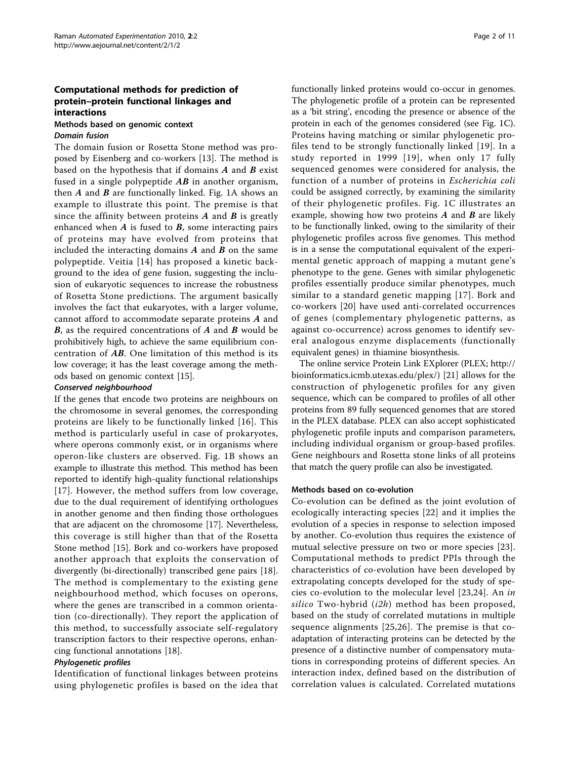## Computational methods for prediction of protein–protein functional linkages and interactions

### Methods based on genomic context

#### *Domain fusion*

The domain fusion or Rosetta Stone method was proposed by Eisenberg and co-workers [13]. The method is based on the hypothesis that if domains ***A*** and ***B*** exist fused in a single polypeptide ***AB*** in another organism, then ***A*** and ***B*** are functionally linked. Fig. 1A shows an example to illustrate this point. The premise is that since the affinity between proteins ***A*** and ***B*** is greatly enhanced when ***A*** is fused to ***B***, some interacting pairs of proteins may have evolved from proteins that included the interacting domains ***A*** and ***B*** on the same polypeptide. Veitia [14] has proposed a kinetic background to the idea of gene fusion, suggesting the inclusion of eukaryotic sequences to increase the robustness of Rosetta Stone predictions. The argument basically involves the fact that eukaryotes, with a larger volume, cannot afford to accommodate separate proteins ***A*** and ***B***, as the required concentrations of ***A*** and ***B*** would be prohibitively high, to achieve the same equilibrium concentration of ***AB***. One limitation of this method is its low coverage; it has the least coverage among the methods based on genomic context [15].

#### *Conserved neighbourhood*

If the genes that encode two proteins are neighbours on the chromosome in several genomes, the corresponding proteins are likely to be functionally linked [16]. This method is particularly useful in case of prokaryotes, where operons commonly exist, or in organisms where operon-like clusters are observed. Fig. 1B shows an example to illustrate this method. This method has been reported to identify high-quality functional relationships [17]. However, the method suffers from low coverage, due to the dual requirement of identifying orthologues in another genome and then finding those orthologues that are adjacent on the chromosome [17]. Nevertheless, this coverage is still higher than that of the Rosetta Stone method [15]. Bork and co-workers have proposed another approach that exploits the conservation of divergently (bi-directionally) transcribed gene pairs [18]. The method is complementary to the existing gene neighbourhood method, which focuses on operons, where the genes are transcribed in a common orientation (co-directionally). They report the application of this method, to successfully associate self-regulatory transcription factors to their respective operons, enhancing functional annotations [18].

#### *Phylogenetic profiles*

Identification of functional linkages between proteins using phylogenetic profiles is based on the idea that functionally linked proteins would co-occur in genomes. The phylogenetic profile of a protein can be represented as a 'bit string', encoding the presence or absence of the protein in each of the genomes considered (see Fig. 1C). Proteins having matching or similar phylogenetic profiles tend to be strongly functionally linked [19]. In a study reported in 1999 [19], when only 17 fully sequenced genomes were considered for analysis, the function of a number of proteins in *Escherichia coli* could be assigned correctly, by examining the similarity of their phylogenetic profiles. Fig. 1C illustrates an example, showing how two proteins ***A*** and ***B*** are likely to be functionally linked, owing to the similarity of their phylogenetic profiles across five genomes. This method is in a sense the computational equivalent of the experimental genetic approach of mapping a mutant gene's phenotype to the gene. Genes with similar phylogenetic profiles essentially produce similar phenotypes, much similar to a standard genetic mapping [17]. Bork and co-workers [20] have used anti-correlated occurrences of genes (complementary phylogenetic patterns, as against co-occurrence) across genomes to identify several analogous enzyme displacements (functionally equivalent genes) in thiamine biosynthesis.

The online service Protein Link EXplorer (PLEX; http://bioinformatics.icmb.utexas.edu/plex/) [21] allows for the construction of phylogenetic profiles for any given sequence, which can be compared to profiles of all other proteins from 89 fully sequenced genomes that are stored in the PLEX database. PLEX can also accept sophisticated phylogenetic profile inputs and comparison parameters, including individual organism or group-based profiles. Gene neighbours and Rosetta stone links of all proteins that match the query profile can also be investigated.

### Methods based on co-evolution

Co-evolution can be defined as the joint evolution of ecologically interacting species [22] and it implies the evolution of a species in response to selection imposed by another. Co-evolution thus requires the existence of mutual selective pressure on two or more species [23]. Computational methods to predict PPIs through the characteristics of co-evolution have been developed by extrapolating concepts developed for the study of species co-evolution to the molecular level [23,24]. An *in silico* Two-hybrid (*i2h*) method has been proposed, based on the study of correlated mutations in multiple sequence alignments [25,26]. The premise is that co-adaptation of interacting proteins can be detected by the presence of a distinctive number of compensatory mutations in corresponding proteins of different species. An interaction index, defined based on the distribution of correlation values is calculated. Correlated mutations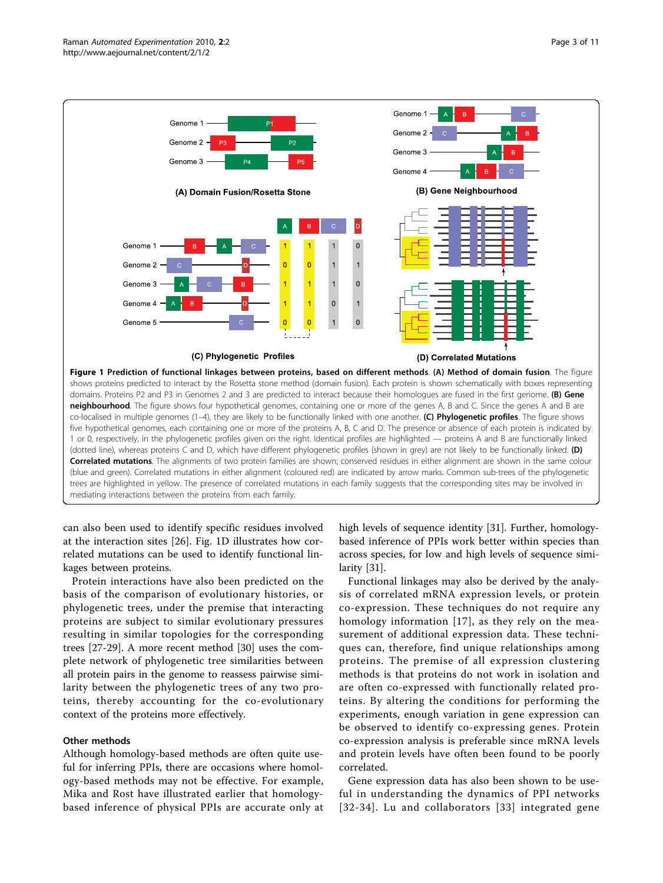**Figure 1 Prediction of functional linkages between proteins, based on different methods**. **(A) Method of domain fusion**. The figure shows proteins predicted to interact by the Rosetta stone method (domain fusion). Each protein is shown schematically with boxes representing domains. Proteins P2 and P3 in Genomes 2 and 3 are predicted to interact because their homologues are fused in the first genome. **(B) Gene neighbourhood**. The figure shows four hypothetical genomes, containing one or more of the genes A, B and C. Since the genes A and B are co-localised in multiple genomes (1–4), they are likely to be functionally linked with one another. **(C) Phylogenetic profiles**. The figure shows five hypothetical genomes, each containing one or more of the proteins A, B, C and D. The presence or absence of each protein is indicated by 1 or 0, respectively, in the phylogenetic profiles given on the right. Identical profiles are highlighted — proteins A and B are functionally linked (dotted line), whereas proteins C and D, which have different phylogenetic profiles (shown in grey) are not likely to be functionally linked. **(D) Correlated mutations**. The alignments of two protein families are shown; conserved residues in either alignment are shown in the same colour (blue and green). Correlated mutations in either alignment (coloured red) are indicated by arrow marks. Common sub-trees of the phylogenetic trees are highlighted in yellow. The presence of correlated mutations in each family suggests that the corresponding sites may be involved in mediating interactions between the proteins from each family.

can also been used to identify specific residues involved at the interaction sites [26]. Fig. 1D illustrates how correlated mutations can be used to identify functional linkages between proteins.

Protein interactions have also been predicted on the basis of the comparison of evolutionary histories, or phylogenetic trees, under the premise that interacting proteins are subject to similar evolutionary pressures resulting in similar topologies for the corresponding trees [27-29]. A more recent method [30] uses the complete network of phylogenetic tree similarities between all protein pairs in the genome to reassess pairwise similarity between the phylogenetic trees of any two proteins, thereby accounting for the co-evolutionary context of the proteins more effectively.

### Other methods

Although homology-based methods are often quite useful for inferring PPIs, there are occasions where homology-based methods may not be effective. For example, Mika and Rost have illustrated earlier that homology-based inference of physical PPIs are accurate only at high levels of sequence identity [31]. Further, homology-based inference of PPIs work better within species than across species, for low and high levels of sequence similarity [31].

Functional linkages may also be derived by the analysis of correlated mRNA expression levels, or protein co-expression. These techniques do not require any homology information [17], as they rely on the measurement of additional expression data. These techniques can, therefore, find unique relationships among proteins. The premise of all expression clustering methods is that proteins do not work in isolation and are often co-expressed with functionally related proteins. By altering the conditions for performing the experiments, enough variation in gene expression can be observed to identify co-expressing genes. Protein co-expression analysis is preferable since mRNA levels and protein levels have often been found to be poorly correlated.

Gene expression data has also been shown to be useful in understanding the dynamics of PPI networks [32-34]. Lu and collaborators [33] integrated gene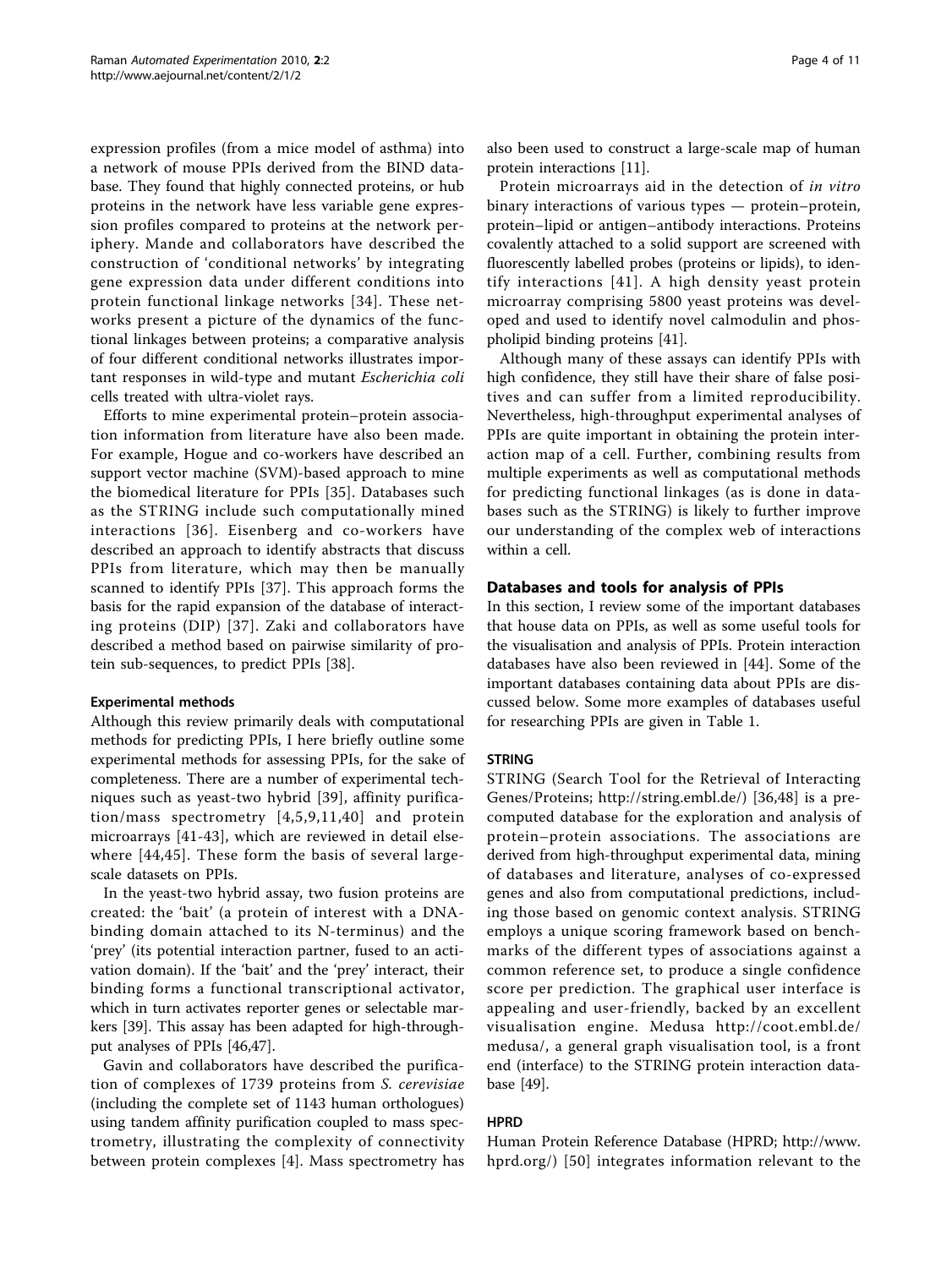expression profiles (from a mice model of asthma) into a network of mouse PPIs derived from the BIND database. They found that highly connected proteins, or hub proteins in the network have less variable gene expression profiles compared to proteins at the network periphery. Mande and collaborators have described the construction of 'conditional networks' by integrating gene expression data under different conditions into protein functional linkage networks [34]. These networks present a picture of the dynamics of the functional linkages between proteins; a comparative analysis of four different conditional networks illustrates important responses in wild-type and mutant *Escherichia coli* cells treated with ultra-violet rays.

Efforts to mine experimental protein–protein association information from literature have also been made. For example, Hogue and co-workers have described an support vector machine (SVM)-based approach to mine the biomedical literature for PPIs [35]. Databases such as the STRING include such computationally mined interactions [36]. Eisenberg and co-workers have described an approach to identify abstracts that discuss PPIs from literature, which may then be manually scanned to identify PPIs [37]. This approach forms the basis for the rapid expansion of the database of interacting proteins (DIP) [37]. Zaki and collaborators have described a method based on pairwise similarity of protein sub-sequences, to predict PPIs [38].

#### Experimental methods

Although this review primarily deals with computational methods for predicting PPIs, I here briefly outline some experimental methods for assessing PPIs, for the sake of completeness. There are a number of experimental techniques such as yeast-two hybrid [39], affinity purification/mass spectrometry [4,5,9,11,40] and protein microarrays [41-43], which are reviewed in detail elsewhere [44,45]. These form the basis of several large-scale datasets on PPIs.

In the yeast-two hybrid assay, two fusion proteins are created: the 'bait' (a protein of interest with a DNA-binding domain attached to its N-terminus) and the 'prey' (its potential interaction partner, fused to an activation domain). If the 'bait' and the 'prey' interact, their binding forms a functional transcriptional activator, which in turn activates reporter genes or selectable markers [39]. This assay has been adapted for high-throughput analyses of PPIs [46,47].

Gavin and collaborators have described the purification of complexes of 1739 proteins from *S. cerevisiae* (including the complete set of 1143 human orthologues) using tandem affinity purification coupled to mass spectrometry, illustrating the complexity of connectivity between protein complexes [4]. Mass spectrometry has also been used to construct a large-scale map of human protein interactions [11].

Protein microarrays aid in the detection of *in vitro* binary interactions of various types — protein–protein, protein–lipid or antigen–antibody interactions. Proteins covalently attached to a solid support are screened with fluorescently labelled probes (proteins or lipids), to identify interactions [41]. A high density yeast protein microarray comprising 5800 yeast proteins was developed and used to identify novel calmodulin and phospholipid binding proteins [41].

Although many of these assays can identify PPIs with high confidence, they still have their share of false positives and can suffer from a limited reproducibility. Nevertheless, high-throughput experimental analyses of PPIs are quite important in obtaining the protein interaction map of a cell. Further, combining results from multiple experiments as well as computational methods for predicting functional linkages (as is done in databases such as the STRING) is likely to further improve our understanding of the complex web of interactions within a cell.

## Databases and tools for analysis of PPIs

In this section, I review some of the important databases that house data on PPIs, as well as some useful tools for the visualisation and analysis of PPIs. Protein interaction databases have also been reviewed in [44]. Some of the important databases containing data about PPIs are discussed below. Some more examples of databases useful for researching PPIs are given in Table 1.

#### STRING

STRING (Search Tool for the Retrieval of Interacting Genes/Proteins; http://string.embl.de/) [36,48] is a pre-computed database for the exploration and analysis of protein–protein associations. The associations are derived from high-throughput experimental data, mining of databases and literature, analyses of co-expressed genes and also from computational predictions, including those based on genomic context analysis. STRING employs a unique scoring framework based on benchmarks of the different types of associations against a common reference set, to produce a single confidence score per prediction. The graphical user interface is appealing and user-friendly, backed by an excellent visualisation engine. Medusa http://coot.embl.de/medusa/, a general graph visualisation tool, is a front end (interface) to the STRING protein interaction database [49].

#### HPRD

Human Protein Reference Database (HPRD; http://www.hprd.org/) [50] integrates information relevant to the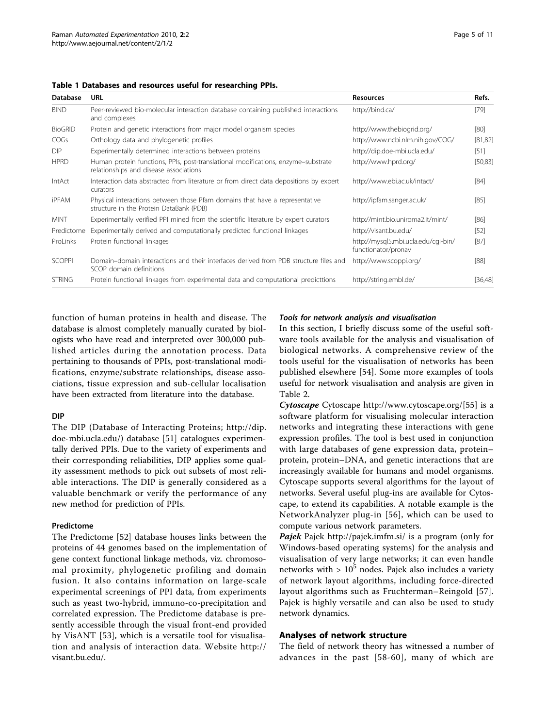**Table 1 Databases and resources useful for researching PPIs.**

| Database | URL | Resources | Refs. |
|---|---|---|---|
| BIND | Peer-reviewed bio-molecular interaction database containing published interactions and complexes | http://bind.ca/ | [79] |
| BioGRID | Protein and genetic interactions from major model organism species | http://www.thebiogrid.org/ | [80] |
| COGs | Orthology data and phylogenetic profiles | http://www.ncbi.nlm.nih.gov/COG/ | [81,82] |
| DIP | Experimentally determined interactions between proteins | http://dip.doe-mbi.ucla.edu/ | [51] |
| HPRD | Human protein functions, PPIs, post-translational modifications, enzyme–substrate relationships and disease associations | http://www.hprd.org/ | [50,83] |
| IntAct | Interaction data abstracted from literature or from direct data depositions by expert curators | http://www.ebi.ac.uk/intact/ | [84] |
| iPFAM | Physical interactions between those Pfam domains that have a representative structure in the Protein DataBank (PDB) | http://ipfam.sanger.ac.uk/ | [85] |
| MINT | Experimentally verified PPI mined from the scientific literature by expert curators | http://mint.bio.uniroma2.it/mint/ | [86] |
| Predictome | Experimentally derived and computationally predicted functional linkages | http://visant.bu.edu/ | [52] |
| ProLinks | Protein functional linkages | http://mysql5.mbi.ucla.edu/cgi-bin/functionator/pronav | [87] |
| SCOPPI | Domain–domain interactions and their interfaces derived from PDB structure files and SCOP domain definitions | http://www.scoppi.org/ | [88] |
| STRING | Protein functional linkages from experimental data and computational predicttions | http://string.embl.de/ | [36,48] |

function of human proteins in health and disease. The database is almost completely manually curated by biologists who have read and interpreted over 300,000 published articles during the annotation process. Data pertaining to thousands of PPIs, post-translational modifications, enzyme/substrate relationships, disease associations, tissue expression and sub-cellular localisation have been extracted from literature into the database.

#### DIP

The DIP (Database of Interacting Proteins; http://dip.doe-mbi.ucla.edu/) database [51] catalogues experimentally derived PPIs. Due to the variety of experiments and their corresponding reliabilities, DIP applies some quality assessment methods to pick out subsets of most reliable interactions. The DIP is generally considered as a valuable benchmark or verify the performance of any new method for prediction of PPIs.

#### Predictome

The Predictome [52] database houses links between the proteins of 44 genomes based on the implementation of gene context functional linkage methods, viz. chromosomal proximity, phylogenetic profiling and domain fusion. It also contains information on large-scale experimental screenings of PPI data, from experiments such as yeast two-hybrid, immuno-co-precipitation and correlated expression. The Predictome database is presently accessible through the visual front-end provided by VisANT [53], which is a versatile tool for visualisation and analysis of interaction data. Website http://visant.bu.edu/.

### *Tools for network analysis and visualisation*

In this section, I briefly discuss some of the useful software tools available for the analysis and visualisation of biological networks. A comprehensive review of the tools useful for the visualisation of networks has been published elsewhere [54]. Some more examples of tools useful for network visualisation and analysis are given in Table 2.

***Cytoscape*** Cytoscape http://www.cytoscape.org/[55] is a software platform for visualising molecular interaction networks and integrating these interactions with gene expression profiles. The tool is best used in conjunction with large databases of gene expression data, protein–protein, protein–DNA, and genetic interactions that are increasingly available for humans and model organisms. Cytoscape supports several algorithms for the layout of networks. Several useful plug-ins are available for Cytoscape, to extend its capabilities. A notable example is the NetworkAnalyzer plug-in [56], which can be used to compute various network parameters.

***Pajek*** Pajek http://pajek.imfm.si/ is a program (only for Windows-based operating systems) for the analysis and visualisation of very large networks; it can even handle networks with $> 10^5$ nodes. Pajek also includes a variety of network layout algorithms, including force-directed layout algorithms such as Fruchterman–Reingold [57]. Pajek is highly versatile and can also be used to study network dynamics.

## Analyses of network structure

The field of network theory has witnessed a number of advances in the past [58-60], many of which are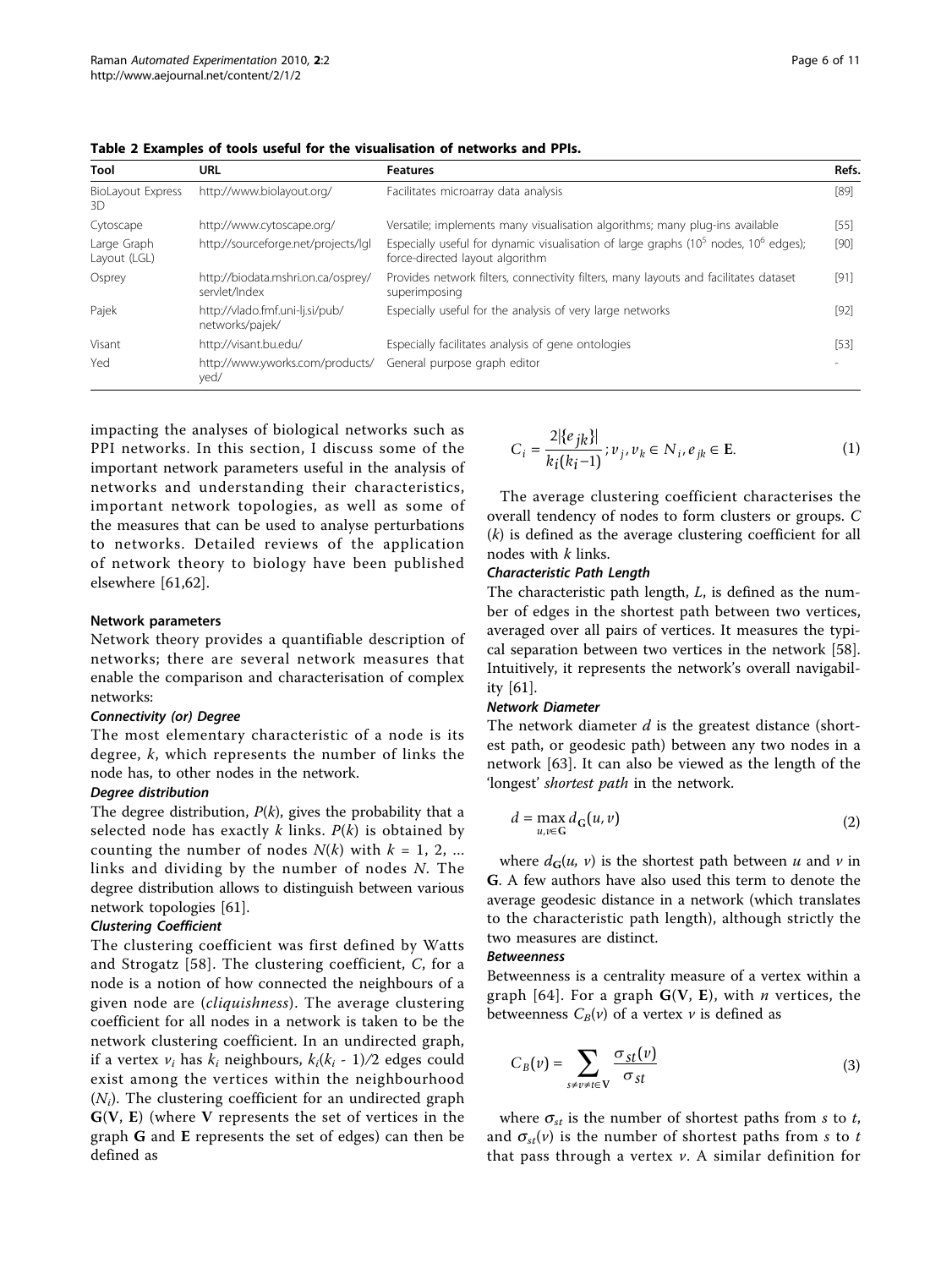**Table 2 Examples of tools useful for the visualisation of networks and PPIs.**

| Tool | URL | Features | Refs. |
|---|---|---|---|
| BioLayout Express 3D | http://www.biolayout.org/ | Facilitates microarray data analysis | [89] |
| Cytoscape | http://www.cytoscape.org/ | Versatile; implements many visualisation algorithms; many plug-ins available | [55] |
| Large Graph Layout (LGL) | http://sourceforge.net/projects/lgl | Especially useful for dynamic visualisation of large graphs ($10^5$ nodes, $10^6$ edges); force-directed layout algorithm | [90] |
| Osprey | http://biodata.mshri.on.ca/osprey/servlet/Index | Provides network filters, connectivity filters, many layouts and facilitates dataset superimposing | [91] |
| Pajek | http://vlado.fmf.uni-lj.si/pub/networks/pajek/ | Especially useful for the analysis of very large networks | [92] |
| Visant | http://visant.bu.edu/ | Especially facilitates analysis of gene ontologies | [53] |
| Yed | http://www.yworks.com/products/yed/ | General purpose graph editor | - |

impacting the analyses of biological networks such as PPI networks. In this section, I discuss some of the important network parameters useful in the analysis of networks and understanding their characteristics, important network topologies, as well as some of the measures that can be used to analyse perturbations to networks. Detailed reviews of the application of network theory to biology have been published elsewhere [61,62].

### Network parameters

Network theory provides a quantifiable description of networks; there are several network measures that enable the comparison and characterisation of complex networks:

#### *Connectivity (or) Degree*

The most elementary characteristic of a node is its degree, $k$, which represents the number of links the node has, to other nodes in the network.

#### *Degree distribution*

The degree distribution, $P(k)$, gives the probability that a selected node has exactly $k$ links. $P(k)$ is obtained by counting the number of nodes $N(k)$ with $k = 1, 2, ...$ links and dividing by the number of nodes $N$. The degree distribution allows to distinguish between various network topologies [61].

#### *Clustering Coefficient*

The clustering coefficient was first defined by Watts and Strogatz [58]. The clustering coefficient, $C$, for a node is a notion of how connected the neighbours of a given node are (*cliquishness*). The average clustering coefficient for all nodes in a network is taken to be the network clustering coefficient. In an undirected graph, if a vertex $v_i$ has $k_i$ neighbours, $k_i(k_i - 1)/2$ edges could exist among the vertices within the neighbourhood ($N_i$). The clustering coefficient for an undirected graph $\mathbf{G}(\mathbf{V}, \mathbf{E})$ (where $\mathbf{V}$ represents the set of vertices in the graph $\mathbf{G}$ and $\mathbf{E}$ represents the set of edges) can then be defined as

$$C_i = \frac{2|\{e_{jk}\}|}{k_i(k_i - 1)}; v_j, v_k \in N_i, e_{jk} \in \mathbf{E}. \quad (1)$$

The average clustering coefficient characterises the overall tendency of nodes to form clusters or groups. $C(k)$ is defined as the average clustering coefficient for all nodes with $k$ links.

#### *Characteristic Path Length*

The characteristic path length, $L$, is defined as the number of edges in the shortest path between two vertices, averaged over all pairs of vertices. It measures the typical separation between two vertices in the network [58]. Intuitively, it represents the network's overall navigability [61].

#### *Network Diameter*

The network diameter $d$ is the greatest distance (shortest path, or geodesic path) between any two nodes in a network [63]. It can also be viewed as the length of the 'longest' *shortest path* in the network.

$$d = \max_{u,v \in \mathbf{G}} d_{\mathbf{G}}(u, v) \quad (2)$$

where $d_{\mathbf{G}}(u, v)$ is the shortest path between $u$ and $v$ in $\mathbf{G}$. A few authors have also used this term to denote the average geodesic distance in a network (which translates to the characteristic path length), although strictly the two measures are distinct.

#### *Betweenness*

Betweenness is a centrality measure of a vertex within a graph [64]. For a graph $\mathbf{G}(\mathbf{V}, \mathbf{E})$, with $n$ vertices, the betweenness $C_B(v)$ of a vertex $v$ is defined as

$$C_B(v) = \sum_{s \neq v \neq t \in \mathbf{V}} \frac{\sigma_{st}(v)}{\sigma_{st}} \quad (3)$$

where $\sigma_{st}$ is the number of shortest paths from $s$ to $t$, and $\sigma_{st}(v)$ is the number of shortest paths from $s$ to $t$ that pass through a vertex $v$. A similar definition for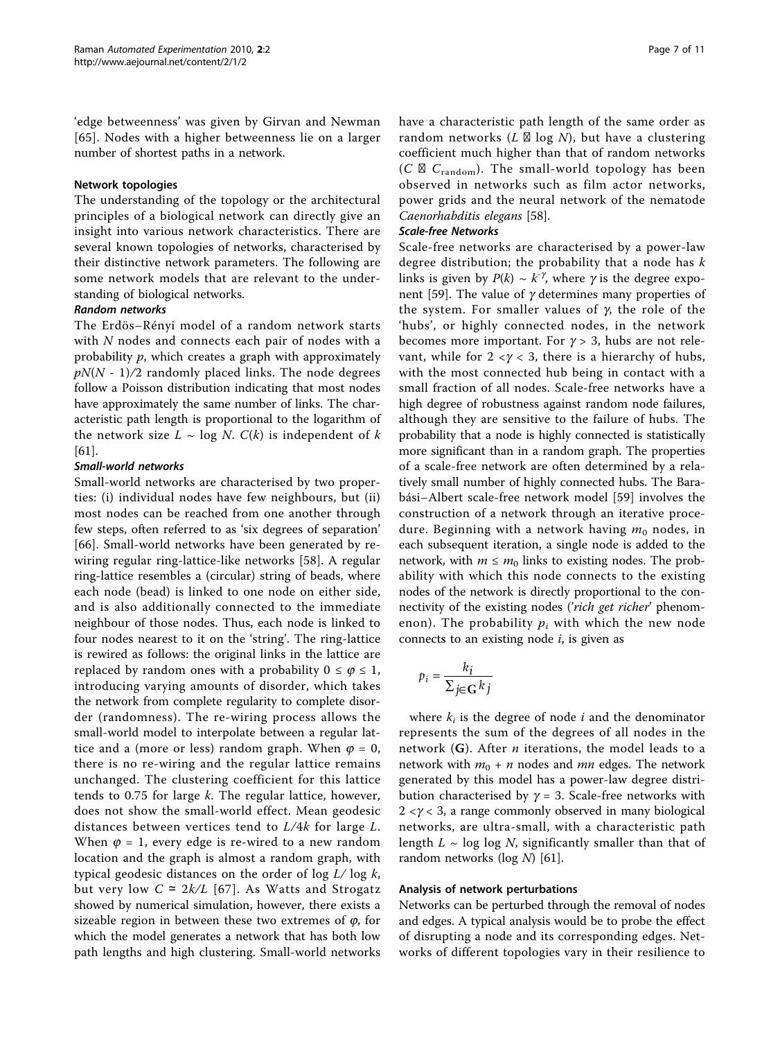'edge betweenness' was given by Girvan and Newman [65]. Nodes with a higher betweenness lie on a larger number of shortest paths in a network.

### Network topologies

The understanding of the topology or the architectural principles of a biological network can directly give an insight into various network characteristics. There are several known topologies of networks, characterised by their distinctive network parameters. The following are some network models that are relevant to the understanding of biological networks.

#### *Random networks*

The Erdös–Rényi model of a random network starts with $N$ nodes and connects each pair of nodes with a probability $p$, which creates a graph with approximately $pN(N - 1)/2$ randomly placed links. The node degrees follow a Poisson distribution indicating that most nodes have approximately the same number of links. The characteristic path length is proportional to the logarithm of the network size $L \sim \log N$. $C(k)$ is independent of $k$ [61].

#### *Small-world networks*

Small-world networks are characterised by two properties: (i) individual nodes have few neighbours, but (ii) most nodes can be reached from one another through few steps, often referred to as 'six degrees of separation' [66]. Small-world networks have been generated by re-wiring regular ring-lattice-like networks [58]. A regular ring-lattice resembles a (circular) string of beads, where each node (bead) is linked to one node on either side, and is also additionally connected to the immediate neighbour of those nodes. Thus, each node is linked to four nodes nearest to it on the 'string'. The ring-lattice is rewired as follows: the original links in the lattice are replaced by random ones with a probability $0 \leq \varphi \leq 1$, introducing varying amounts of disorder, which takes the network from complete regularity to complete disorder (randomness). The re-wiring process allows the small-world model to interpolate between a regular lattice and a (more or less) random graph. When $\varphi = 0$, there is no re-wiring and the regular lattice remains unchanged. The clustering coefficient for this lattice tends to 0.75 for large $k$. The regular lattice, however, does not show the small-world effect. Mean geodesic distances between vertices tend to $L/4k$ for large $L$. When $\varphi = 1$, every edge is re-wired to a new random location and the graph is almost a random graph, with typical geodesic distances on the order of $\log L/\log k$, but very low $C \simeq 2k/L$ [67]. As Watts and Strogatz showed by numerical simulation, however, there exists a sizeable region in between these two extremes of $\varphi$, for which the model generates a network that has both low path lengths and high clustering. Small-world networks have a characteristic path length of the same order as random networks ($L \approx \log N$), but have a clustering coefficient much higher than that of random networks ($C \gg C_{\text{random}}$). The small-world topology has been observed in networks such as film actor networks, power grids and the neural network of the nematode *Caenorhabditis elegans* [58].

#### *Scale-free Networks*

Scale-free networks are characterised by a power-law degree distribution; the probability that a node has $k$ links is given by $P(k) \sim k^{-\gamma}$, where $\gamma$ is the degree exponent [59]. The value of $\gamma$ determines many properties of the system. For smaller values of $\gamma$, the role of the 'hubs', or highly connected nodes, in the network becomes more important. For $\gamma > 3$, hubs are not relevant, while for $2 < \gamma < 3$, there is a hierarchy of hubs, with the most connected hub being in contact with a small fraction of all nodes. Scale-free networks have a high degree of robustness against random node failures, although they are sensitive to the failure of hubs. The probability that a node is highly connected is statistically more significant than in a random graph. The properties of a scale-free network are often determined by a relatively small number of highly connected hubs. The Barabási–Albert scale-free network model [59] involves the construction of a network through an iterative procedure. Beginning with a network having $m_0$ nodes, in each subsequent iteration, a single node is added to the network, with $m \leq m_0$ links to existing nodes. The probability with which this node connects to the existing nodes of the network is directly proportional to the connectivity of the existing nodes (*'rich get richer'* phenomenon). The probability $p_i$ with which the new node connects to an existing node $i$, is given as

$$p_i = \frac{k_i}{\sum_{j \in \mathbf{G}} k_j}$$

where $k_i$ is the degree of node $i$ and the denominator represents the sum of the degrees of all nodes in the network ($\mathbf{G}$). After $n$ iterations, the model leads to a network with $m_0 + n$ nodes and $mn$ edges. The network generated by this model has a power-law degree distribution characterised by $\gamma = 3$. Scale-free networks with $2 < \gamma < 3$, a range commonly observed in many biological networks, are ultra-small, with a characteristic path length $L \sim \log \log N$, significantly smaller than that of random networks ($\log N$) [61].

### Analysis of network perturbations

Networks can be perturbed through the removal of nodes and edges. A typical analysis would be to probe the effect of disrupting a node and its corresponding edges. Networks of different topologies vary in their resilience to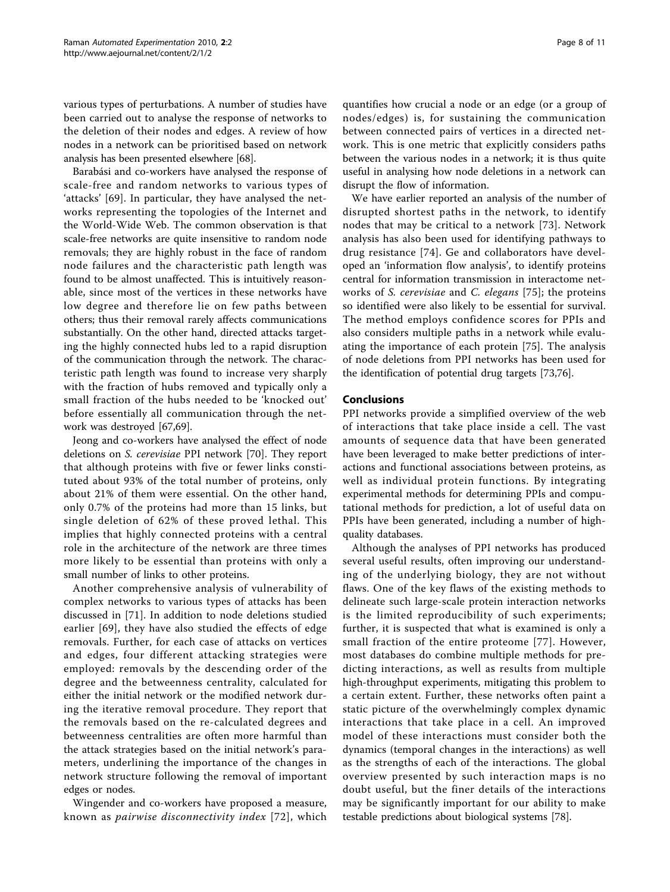various types of perturbations. A number of studies have been carried out to analyse the response of networks to the deletion of their nodes and edges. A review of how nodes in a network can be prioritised based on network analysis has been presented elsewhere [68].

Barabási and co-workers have analysed the response of scale-free and random networks to various types of 'attacks' [69]. In particular, they have analysed the networks representing the topologies of the Internet and the World-Wide Web. The common observation is that scale-free networks are quite insensitive to random node removals; they are highly robust in the face of random node failures and the characteristic path length was found to be almost unaffected. This is intuitively reasonable, since most of the vertices in these networks have low degree and therefore lie on few paths between others; thus their removal rarely affects communications substantially. On the other hand, directed attacks targeting the highly connected hubs led to a rapid disruption of the communication through the network. The characteristic path length was found to increase very sharply with the fraction of hubs removed and typically only a small fraction of the hubs needed to be 'knocked out' before essentially all communication through the network was destroyed [67,69].

Jeong and co-workers have analysed the effect of node deletions on *S. cerevisiae* PPI network [70]. They report that although proteins with five or fewer links constituted about 93% of the total number of proteins, only about 21% of them were essential. On the other hand, only 0.7% of the proteins had more than 15 links, but single deletion of 62% of these proved lethal. This implies that highly connected proteins with a central role in the architecture of the network are three times more likely to be essential than proteins with only a small number of links to other proteins.

Another comprehensive analysis of vulnerability of complex networks to various types of attacks has been discussed in [71]. In addition to node deletions studied earlier [69], they have also studied the effects of edge removals. Further, for each case of attacks on vertices and edges, four different attacking strategies were employed: removals by the descending order of the degree and the betweenness centrality, calculated for either the initial network or the modified network during the iterative removal procedure. They report that the removals based on the re-calculated degrees and betweenness centralities are often more harmful than the attack strategies based on the initial network's parameters, underlining the importance of the changes in network structure following the removal of important edges or nodes.

Wingender and co-workers have proposed a measure, known as *pairwise disconnectivity index* [72], which quantifies how crucial a node or an edge (or a group of nodes/edges) is, for sustaining the communication between connected pairs of vertices in a directed network. This is one metric that explicitly considers paths between the various nodes in a network; it is thus quite useful in analysing how node deletions in a network can disrupt the flow of information.

We have earlier reported an analysis of the number of disrupted shortest paths in the network, to identify nodes that may be critical to a network [73]. Network analysis has also been used for identifying pathways to drug resistance [74]. Ge and collaborators have developed an 'information flow analysis', to identify proteins central for information transmission in interactome networks of *S. cerevisiae* and *C. elegans* [75]; the proteins so identified were also likely to be essential for survival. The method employs confidence scores for PPIs and also considers multiple paths in a network while evaluating the importance of each protein [75]. The analysis of node deletions from PPI networks has been used for the identification of potential drug targets [73,76].

## Conclusions

PPI networks provide a simplified overview of the web of interactions that take place inside a cell. The vast amounts of sequence data that have been generated have been leveraged to make better predictions of interactions and functional associations between proteins, as well as individual protein functions. By integrating experimental methods for determining PPIs and computational methods for prediction, a lot of useful data on PPIs have been generated, including a number of high-quality databases.

Although the analyses of PPI networks has produced several useful results, often improving our understanding of the underlying biology, they are not without flaws. One of the key flaws of the existing methods to delineate such large-scale protein interaction networks is the limited reproducibility of such experiments; further, it is suspected that what is examined is only a small fraction of the entire proteome [77]. However, most databases do combine multiple methods for predicting interactions, as well as results from multiple high-throughput experiments, mitigating this problem to a certain extent. Further, these networks often paint a static picture of the overwhelmingly complex dynamic interactions that take place in a cell. An improved model of these interactions must consider both the dynamics (temporal changes in the interactions) as well as the strengths of each of the interactions. The global overview presented by such interaction maps is no doubt useful, but the finer details of the interactions may be significantly important for our ability to make testable predictions about biological systems [78].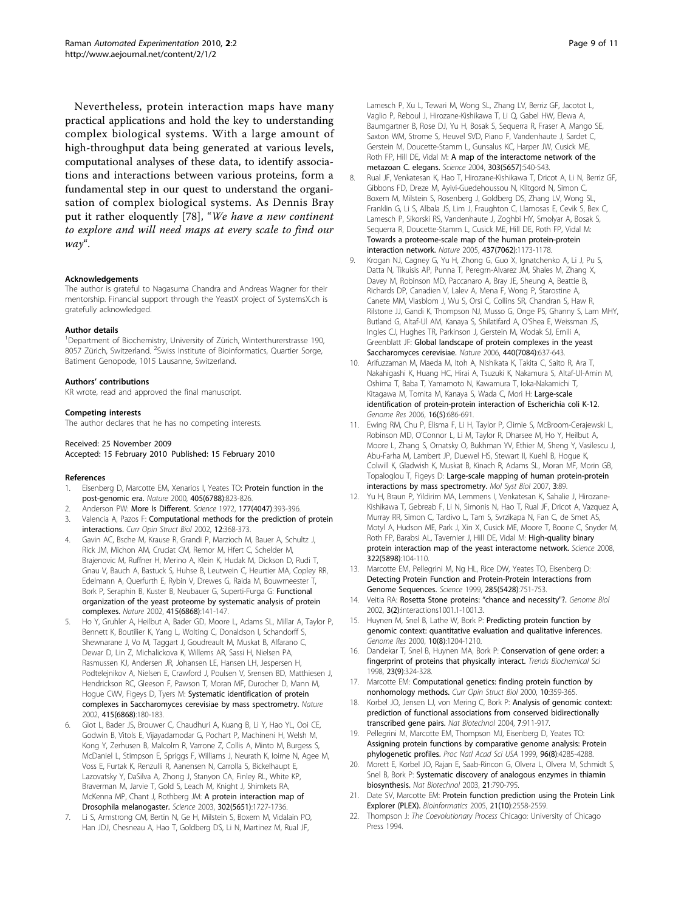Nevertheless, protein interaction maps have many practical applications and hold the key to understanding complex biological systems. With a large amount of high-throughput data being generated at various levels, computational analyses of these data, to identify associations and interactions between various proteins, form a fundamental step in our quest to understand the organisation of complex biological systems. As Dennis Bray put it rather eloquently [78], "*We have a new continent to explore and will need maps at every scale to find our way*".

#### Acknowledgements

The author is grateful to Nagasuma Chandra and Andreas Wagner for their mentorship. Financial support through the YeastX project of SystemsX.ch is gratefully acknowledged.

#### Author details

[1]Department of Biochemistry, University of Zürich, Winterthurerstrasse 190, 8057 Zürich, Switzerland. [2]Swiss Institute of Bioinformatics, Quartier Sorge, Batiment Genopode, 1015 Lausanne, Switzerland.

#### Authors' contributions

KR wrote, read and approved the final manuscript.

#### Competing interests

The author declares that he has no competing interests.

Received: 25 November 2009
Accepted: 15 February 2010 Published: 15 February 2010

#### References

1. Eisenberg D, Marcotte EM, Xenarios I, Yeates TO: **Protein function in the post-genomic era.** *Nature* 2000, **405(6788)**:823-826.
2. Anderson PW: **More Is Different.** *Science* 1972, **177(4047)**:393-396.
3. Valencia A, Pazos F: **Computational methods for the prediction of protein interactions.** *Curr Opin Struct Biol* 2002, **12**:368-373.
4. Gavin AC, Bsche M, Krause R, Grandi P, Marzioch M, Bauer A, Schultz J, Rick JM, Michon AM, Cruciat CM, Remor M, Hfert C, Schelder M, Brajenovic M, Ruffner H, Merino A, Klein K, Hudak M, Dickson D, Rudi T, Gnau V, Bauch A, Bastuck S, Huhse B, Leutwein C, Heurtier MA, Copley RR, Edelmann A, Querfurth E, Rybin V, Drewes G, Raida M, Bouwmeester T, Bork P, Seraphin B, Kuster B, Neubauer G, Superti-Furga G: **Functional organization of the yeast proteome by systematic analysis of protein complexes.** *Nature* 2002, **415(6868)**:141-147.
5. Ho Y, Gruhler A, Heilbut A, Bader GD, Moore L, Adams SL, Millar A, Taylor P, Bennett K, Boutilier K, Yang L, Wolting C, Donaldson I, Schandorff S, Shewnarane J, Vo M, Taggart J, Goudreault M, Muskat B, Alfarano C, Dewar D, Lin Z, Michalickova K, Willems AR, Sassi H, Nielsen PA, Rasmussen KJ, Andersen JR, Johansen LE, Hansen LH, Jespersen H, Podtelejnikov A, Nielsen E, Crawford J, Poulsen V, Srensen BD, Matthiesen J, Hendrickson RC, Gleeson F, Pawson T, Moran MF, Durocher D, Mann M, Hogue CWV, Figeys D, Tyers M: **Systematic identification of protein complexes in Saccharomyces cerevisiae by mass spectrometry.** *Nature* 2002, **415(6868)**:180-183.
6. Giot L, Bader JS, Brouwer C, Chaudhuri A, Kuang B, Li Y, Hao YL, Ooi CE, Godwin B, Vitols E, Vijayadamodar G, Pochart P, Machineni H, Welsh M, Kong Y, Zerhusen B, Malcolm R, Varrone Z, Collis A, Minto M, Burgess S, McDaniel L, Stimpson E, Spriggs F, Williams J, Neurath K, Ioime N, Agee M, Voss E, Furtak K, Renzulli R, Aanensen N, Carrolla S, Bickelhaupt E, Lazovatsky Y, DaSilva A, Zhong J, Stanyon CA, Finley RL, White KP, Braverman M, Jarvie T, Gold S, Leach M, Knight J, Shimkets RA, McKenna MP, Chant J, Rothberg JM: **A protein interaction map of Drosophila melanogaster.** *Science* 2003, **302(5651)**:1727-1736.
7. Li S, Armstrong CM, Bertin N, Ge H, Milstein S, Boxem M, Vidalain PO, Han JDJ, Chesneau A, Hao T, Goldberg DS, Li N, Martinez M, Rual JF, Lamesch P, Xu L, Tewari M, Wong SL, Zhang LV, Berriz GF, Jacotot L, Vaglio P, Reboul J, Hirozane-Kishikawa T, Li Q, Gabel HW, Elewa A, Baumgartner B, Rose DJ, Yu H, Bosak S, Sequerra R, Fraser A, Mango SE, Saxton WM, Strome S, Heuvel SVD, Piano F, Vandenhaute J, Sardet C, Gerstein M, Doucette-Stamm L, Gunsalus KC, Harper JW, Cusick ME, Roth FP, Hill DE, Vidal M: **A map of the interactome network of the metazoan C. elegans.** *Science* 2004, **303(5657)**:540-543.
8. Rual JF, Venkatesan K, Hao T, Hirozane-Kishikawa T, Dricot A, Li N, Berriz GF, Gibbons FD, Dreze M, Ayivi-Guedehoussou N, Klitgord N, Simon C, Boxem M, Milstein S, Rosenberg J, Goldberg DS, Zhang LV, Wong SL, Franklin G, Li S, Albala JS, Lim J, Fraughton C, Llamosas E, Cevik S, Bex C, Lamesch P, Sikorski RS, Vandenhaute J, Zoghbi HY, Smolyar A, Bosak S, Sequerra R, Doucette-Stamm L, Cusick ME, Hill DE, Roth FP, Vidal M: **Towards a proteome-scale map of the human protein-protein interaction network.** *Nature* 2005, **437(7062)**:1173-1178.
9. Krogan NJ, Cagney G, Yu H, Zhong G, Guo X, Ignatchenko A, Li J, Pu S, Datta N, Tikuisis AP, Punna T, Peregrn-Alvarez JM, Shales M, Zhang X, Davey M, Robinson MD, Paccanaro A, Bray JE, Sheung A, Beattie B, Richards DP, Canadien V, Lalev A, Mena F, Wong P, Starostine A, Canete MM, Vlasblom J, Wu S, Orsi C, Collins SR, Chandran S, Haw R, Rilstone JJ, Gandi K, Thompson NJ, Musso G, Onge PS, Ghanny S, Lam MHY, Butland G, Altaf-Ul AM, Kanaya S, Shilatifard A, O'Shea E, Weissman JS, Ingles CJ, Hughes TR, Parkinson J, Gerstein M, Wodak SJ, Emili A, Greenblatt JF: **Global landscape of protein complexes in the yeast Saccharomyces cerevisiae.** *Nature* 2006, **440(7084)**:637-643.
10. Arifuzzaman M, Maeda M, Itoh A, Nishikata K, Takita C, Saito R, Ara T, Nakahigashi K, Huang HC, Hirai A, Tsuzuki K, Nakamura S, Altaf-Ul-Amin M, Oshima T, Baba T, Yamamoto N, Kawamura T, Ioka-Nakamichi T, Kitagawa M, Tomita M, Kanaya S, Wada C, Mori H: **Large-scale identification of protein-protein interaction of Escherichia coli K-12.** *Genome Res* 2006, **16(5)**:686-691.
11. Ewing RM, Chu P, Elisma F, Li H, Taylor P, Climie S, McBroom-Cerajewski L, Robinson MD, O'Connor L, Li M, Taylor R, Dharsee M, Ho Y, Heilbut A, Moore L, Zhang S, Ornatsky O, Bukhman YV, Ethier M, Sheng Y, Vasilescu J, Abu-Farha M, Lambert JP, Duewel HS, Stewart II, Kuehl B, Hogue K, Colwill K, Gladwish K, Muskat B, Kinach R, Adams SL, Moran MF, Morin GB, Topaloglou T, Figeys D: **Large-scale mapping of human protein-protein interactions by mass spectrometry.** *Mol Syst Biol* 2007, **3**:89.
12. Yu H, Braun P, Yildirim MA, Lemmens I, Venkatesan K, Sahalie J, Hirozane-Kishikawa T, Gebreab F, Li N, Simonis N, Hao T, Rual JF, Dricot A, Vazquez A, Murray RR, Simon C, Tardivo L, Tam S, Svrzikapa N, Fan C, de Smet AS, Motyl A, Hudson ME, Park J, Xin X, Cusick ME, Moore T, Boone C, Snyder M, Roth FP, Barabsi AL, Tavernier J, Hill DE, Vidal M: **High-quality binary protein interaction map of the yeast interactome network.** *Science* 2008, **322(5898)**:104-110.
13. Marcotte EM, Pellegrini M, Ng HL, Rice DW, Yeates TO, Eisenberg D: **Detecting Protein Function and Protein-Protein Interactions from Genome Sequences.** *Science* 1999, **285(5428)**:751-753.
14. Veitia RA: **Rosetta Stone proteins: "chance and necessity"?.** *Genome Biol* 2002, **3(2)**:interactions1001.1-1001.3.
15. Huynen M, Snel B, Lathe W, Bork P: **Predicting protein function by genomic context: quantitative evaluation and qualitative inferences.** *Genome Res* 2000, **10(8)**:1204-1210.
16. Dandekar T, Snel B, Huynen MA, Bork P: **Conservation of gene order: a fingerprint of proteins that physically interact.** *Trends Biochemical Sci* 1998, **23(9)**:324-328.
17. Marcotte EM: **Computational genetics: finding protein function by nonhomology methods.** *Curr Opin Struct Biol* 2000, **10**:359-365.
18. Korbel JO, Jensen LJ, von Mering C, Bork P: **Analysis of genomic context: prediction of functional associations from conserved bidirectionally transcribed gene pairs.** *Nat Biotechnol* 2004, **7**:911-917.
19. Pellegrini M, Marcotte EM, Thompson MJ, Eisenberg D, Yeates TO: **Assigning protein functions by comparative genome analysis: Protein phylogenetic profiles.** *Proc Natl Acad Sci USA* 1999, **96(8)**:4285-4288.
20. Morett E, Korbel JO, Rajan E, Saab-Rincon G, Olvera L, Olvera M, Schmidt S, Snel B, Bork P: **Systematic discovery of analogous enzymes in thiamin biosynthesis.** *Nat Biotechnol* 2003, **21**:790-795.
21. Date SV, Marcotte EM: **Protein function prediction using the Protein Link Explorer (PLEX).** *Bioinformatics* 2005, **21(10)**:2558-2559.
22. Thompson J: *The Coevolutionary Process* Chicago: University of Chicago Press 1994.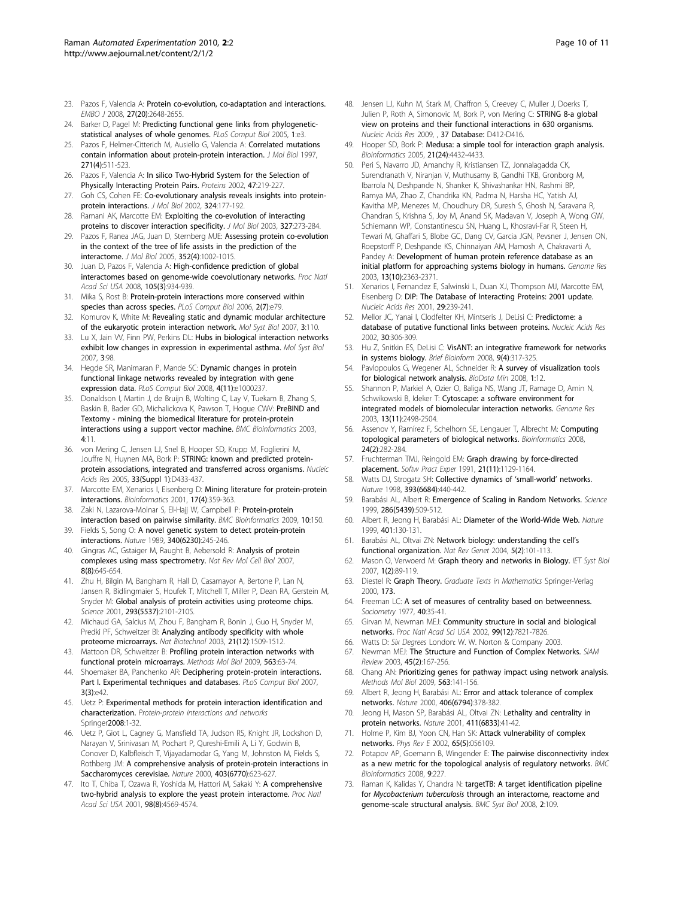23. Pazos F, Valencia A: **Protein co-evolution, co-adaptation and interactions.** *EMBO J* 2008, **27(20)**:2648-2655.
24. Barker D, Pagel M: **Predicting functional gene links from phylogenetic-statistical analyses of whole genomes.** *PLoS Comput Biol* 2005, **1**:e3.
25. Pazos F, Helmer-Citterich M, Ausiello G, Valencia A: **Correlated mutations contain information about protein-protein interaction.** *J Mol Biol* 1997, **271(4)**:511-523.
26. Pazos F, Valencia A: **In silico Two-Hybrid System for the Selection of Physically Interacting Protein Pairs.** *Proteins* 2002, **47**:219-227.
27. Goh CS, Cohen FE: **Co-evolutionary analysis reveals insights into protein-protein interactions.** *J Mol Biol* 2002, **324**:177-192.
28. Ramani AK, Marcotte EM: **Exploiting the co-evolution of interacting proteins to discover interaction specificity.** *J Mol Biol* 2003, **327**:273-284.
29. Pazos F, Ranea JAG, Juan D, Sternberg MJE: **Assessing protein co-evolution in the context of the tree of life assists in the prediction of the interactome.** *J Mol Biol* 2005, **352(4)**:1002-1015.
30. Juan D, Pazos F, Valencia A: **High-confidence prediction of global interactomes based on genome-wide coevolutionary networks.** *Proc Natl Acad Sci USA* 2008, **105(3)**:934-939.
31. Mika S, Rost B: **Protein-protein interactions more conserved within species than across species.** *PLoS Comput Biol* 2006, **2(7)**:e79.
32. Komurov K, White M: **Revealing static and dynamic modular architecture of the eukaryotic protein interaction network.** *Mol Syst Biol* 2007, **3**:110.
33. Lu X, Jain VV, Finn PW, Perkins DL: **Hubs in biological interaction networks exhibit low changes in expression in experimental asthma.** *Mol Syst Biol* 2007, **3**:98.
34. Hegde SR, Manimaran P, Mande SC: **Dynamic changes in protein functional linkage networks revealed by integration with gene expression data.** *PLoS Comput Biol* 2008, **4(11)**:e1000237.
35. Donaldson I, Martin J, de Bruijn B, Wolting C, Lay V, Tuekam B, Zhang S, Baskin B, Bader GD, Michalickova K, Pawson T, Hogue CWV: **PreBIND and Textomy - mining the biomedical literature for protein-protein interactions using a support vector machine.** *BMC Bioinformatics* 2003, **4**:11.
36. von Mering C, Jensen LJ, Snel B, Hooper SD, Krupp M, Foglierini M, Jouffre N, Huynen MA, Bork P: **STRING: known and predicted protein-protein associations, integrated and transferred across organisms.** *Nucleic Acids Res* 2005, **33(Suppl 1)**:D433-437.
37. Marcotte EM, Xenarios I, Eisenberg D: **Mining literature for protein-protein interactions.** *Bioinformatics* 2001, **17(4)**:359-363.
38. Zaki N, Lazarova-Molnar S, El-Hajj W, Campbell P: **Protein-protein interaction based on pairwise similarity.** *BMC Bioinformatics* 2009, **10**:150.
39. Fields S, Song O: **A novel genetic system to detect protein-protein interactions.** *Nature* 1989, **340(6230)**:245-246.
40. Gingras AC, Gstaiger M, Raught B, Aebersold R: **Analysis of protein complexes using mass spectrometry.** *Nat Rev Mol Cell Biol* 2007, **8(8)**:645-654.
41. Zhu H, Bilgin M, Bangham R, Hall D, Casamayor A, Bertone P, Lan N, Jansen R, Bidlingmaier S, Houfek T, Mitchell T, Miller P, Dean RA, Gerstein M, Snyder M: **Global analysis of protein activities using proteome chips.** *Science* 2001, **293(5537)**:2101-2105.
42. Michaud GA, Salcius M, Zhou F, Bangham R, Bonin J, Guo H, Snyder M, Predki PF, Schweitzer BI: **Analyzing antibody specificity with whole proteome microarrays.** *Nat Biotechnol* 2003, **21(12)**:1509-1512.
43. Mattoon DR, Schweitzer B: **Profiling protein interaction networks with functional protein microarrays.** *Methods Mol Biol* 2009, **563**:63-74.
44. Shoemaker BA, Panchenko AR: **Deciphering protein-protein interactions. Part I. Experimental techniques and databases.** *PLoS Comput Biol* 2007, **3(3)**:e42.
45. Uetz P: **Experimental methods for protein interaction identification and characterization.** *Protein-protein interactions and networks* Springer2008:1-32.
46. Uetz P, Giot L, Cagney G, Mansfield TA, Judson RS, Knight JR, Lockshon D, Narayan V, Srinivasan M, Pochart P, Qureshi-Emili A, Li Y, Godwin B, Conover D, Kalbfleisch T, Vijayadamodar G, Yang M, Johnston M, Fields S, Rothberg JM: **A comprehensive analysis of protein-protein interactions in Saccharomyces cerevisiae.** *Nature* 2000, **403(6770)**:623-627.
47. Ito T, Chiba T, Ozawa R, Yoshida M, Hattori M, Sakaki Y: **A comprehensive two-hybrid analysis to explore the yeast protein interactome.** *Proc Natl Acad Sci USA* 2001, **98(8)**:4569-4574.
48. Jensen LJ, Kuhn M, Stark M, Chaffron S, Creevey C, Muller J, Doerks T, Julien P, Roth A, Simonovic M, Bork P, von Mering C: **STRING 8-a global view on proteins and their functional interactions in 630 organisms.** *Nucleic Acids Res* 2009, , **37 Database**: D412-D416.
49. Hooper SD, Bork P: **Medusa: a simple tool for interaction graph analysis.** *Bioinformatics* 2005, **21(24)**:4432-4433.
50. Peri S, Navarro JD, Amanchy R, Kristiansen TZ, Jonnalagadda CK, Surendranath V, Niranjan V, Muthusamy B, Gandhi TKB, Gronborg M, Ibarrola N, Deshpande N, Shanker K, Shivashankar HN, Rashmi BP, Ramya MA, Zhao Z, Chandrika KN, Padma N, Harsha HC, Yatish AJ, Kavitha MP, Menezes M, Choudhury DR, Suresh S, Ghosh N, Saravana R, Chandran S, Krishna S, Joy M, Anand SK, Madavan V, Joseph A, Wong GW, Schiemann WP, Constantinescu SN, Huang L, Khosravi-Far R, Steen H, Tewari M, Ghaffari S, Blobe GC, Dang CV, Garcia JGN, Pevsner J, Jensen ON, Roepstorff P, Deshpande KS, Chinnaiyan AM, Hamosh A, Chakravarti A, Pandey A: **Development of human protein reference database as an initial platform for approaching systems biology in humans.** *Genome Res* 2003, **13(10)**:2363-2371.
51. Xenarios I, Fernandez E, Salwinski L, Duan XJ, Thompson MJ, Marcotte EM, Eisenberg D: **DIP: The Database of Interacting Proteins: 2001 update.** *Nucleic Acids Res* 2001, **29**:239-241.
52. Mellor JC, Yanai I, Clodfelter KH, Mintseris J, DeLisi C: **Predictome: a database of putative functional links between proteins.** *Nucleic Acids Res* 2002, **30**:306-309.
53. Hu Z, Snitkin ES, DeLisi C: **VisANT: an integrative framework for networks in systems biology.** *Brief Bioinform* 2008, **9(4)**:317-325.
54. Pavlopoulos G, Wegener AL, Schneider R: **A survey of visualization tools for biological network analysis.** *BioData Min* 2008, **1**:12.
55. Shannon P, Markiel A, Ozier O, Baliga NS, Wang JT, Ramage D, Amin N, Schwikowski B, Ideker T: **Cytoscape: a software environment for integrated models of biomolecular interaction networks.** *Genome Res* 2003, **13(11)**:2498-2504.
56. Assenov Y, Ramírez F, Schelhorn SE, Lengauer T, Albrecht M: **Computing topological parameters of biological networks.** *Bioinformatics* 2008, **24(2)**:282-284.
57. Fruchterman TMJ, Reingold EM: **Graph drawing by force-directed placement.** *Softw Pract Exper* 1991, **21(11)**:1129-1164.
58. Watts DJ, Strogatz SH: **Collective dynamics of 'small-world' networks.** *Nature* 1998, **393(6684)**:440-442.
59. Barabási AL, Albert R: **Emergence of Scaling in Random Networks.** *Science* 1999, **286(5439)**:509-512.
60. Albert R, Jeong H, Barabási AL: **Diameter of the World-Wide Web.** *Nature* 1999, **401**:130-131.
61. Barabási AL, Oltvai ZN: **Network biology: understanding the cell's functional organization.** *Nat Rev Genet* 2004, **5(2)**:101-113.
62. Mason O, Verwoerd M: **Graph theory and networks in Biology.** *IET Syst Biol* 2007, **1(2)**:89-119.
63. Diestel R: **Graph Theory.** *Graduate Texts in Mathematics* Springer-Verlag 2000, **173.**
64. Freeman LC: **A set of measures of centrality based on betweenness.** *Sociometry* 1977, **40**:35-41.
65. Girvan M, Newman MEJ: **Community structure in social and biological networks.** *Proc Natl Acad Sci USA* 2002, **99(12)**:7821-7826.
66. Watts D: *Six Degrees* London: W. W. Norton & Company 2003.
67. Newman MEJ: **The Structure and Function of Complex Networks.** *SIAM Review* 2003, **45(2)**:167-256.
68. Chang AN: **Prioritizing genes for pathway impact using network analysis.** *Methods Mol Biol* 2009, **563**:141-156.
69. Albert R, Jeong H, Barabási AL: **Error and attack tolerance of complex networks.** *Nature* 2000, **406(6794)**:378-382.
70. Jeong H, Mason SP, Barabási AL, Oltvai ZN: **Lethality and centrality in protein networks.** *Nature* 2001, **411(6833)**:41-42.
71. Holme P, Kim BJ, Yoon CN, Han SK: **Attack vulnerability of complex networks.** *Phys Rev E* 2002, **65(5)**:056109.
72. Potapov AP, Goemann B, Wingender E: **The pairwise disconnectivity index as a new metric for the topological analysis of regulatory networks.** *BMC Bioinformatics* 2008, **9**:227.
73. Raman K, Kalidas Y, Chandra N: **targetTB: A target identification pipeline for *Mycobacterium tuberculosis* through an interactome, reactome and genome-scale structural analysis.** *BMC Syst Biol* 2008, **2**:109.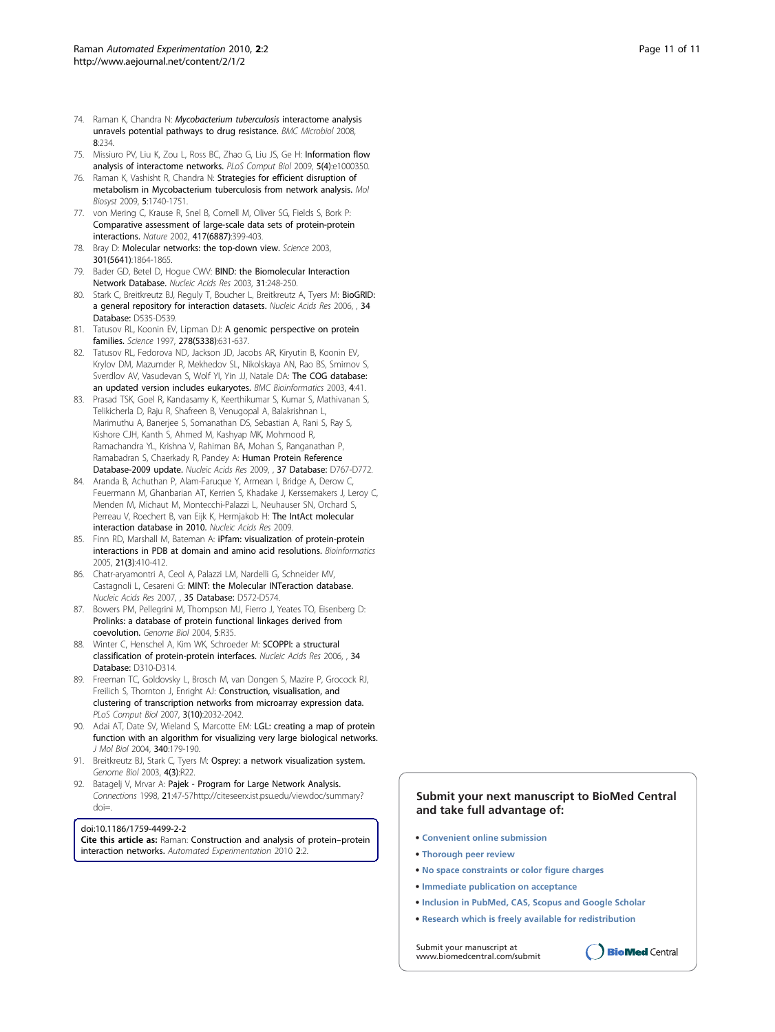74. Raman K, Chandra N: *Mycobacterium tuberculosis* interactome analysis unravels potential pathways to drug resistance. *BMC Microbiol* 2008, **8**:234.
75. Missiuro PV, Liu K, Zou L, Ross BC, Zhao G, Liu JS, Ge H: Information flow analysis of interactome networks. *PLoS Comput Biol* 2009, **5(4)**:e1000350.
76. Raman K, Vashisht R, Chandra N: Strategies for efficient disruption of metabolism in Mycobacterium tuberculosis from network analysis. *Mol Biosyst* 2009, **5**:1740-1751.
77. von Mering C, Krause R, Snel B, Cornell M, Oliver SG, Fields S, Bork P: Comparative assessment of large-scale data sets of protein-protein interactions. *Nature* 2002, **417(6887)**:399-403.
78. Bray D: Molecular networks: the top-down view. *Science* 2003, **301(5641)**:1864-1865.
79. Bader GD, Betel D, Hogue CWV: BIND: the Biomolecular Interaction Network Database. *Nucleic Acids Res* 2003, **31**:248-250.
80. Stark C, Breitkreutz BJ, Reguly T, Boucher L, Breitkreutz A, Tyers M: BioGRID: a general repository for interaction datasets. *Nucleic Acids Res* 2006, , **34** Database: D535-D539.
81. Tatusov RL, Koonin EV, Lipman DJ: A genomic perspective on protein families. *Science* 1997, **278(5338)**:631-637.
82. Tatusov RL, Fedorova ND, Jackson JD, Jacobs AR, Kiryutin B, Koonin EV, Krylov DM, Mazumder R, Mekhedov SL, Nikolskaya AN, Rao BS, Smirnov S, Sverdlov AV, Vasudevan S, Wolf YI, Yin JJ, Natale DA: The COG database: an updated version includes eukaryotes. *BMC Bioinformatics* 2003, **4**:41.
83. Prasad TSK, Goel R, Kandasamy K, Keerthikumar S, Kumar S, Mathivanan S, Telikicherla D, Raju R, Shafreen B, Venugopal A, Balakrishnan L, Marimuthu A, Banerjee S, Somanathan DS, Sebastian A, Rani S, Ray S, Kishore CJH, Kanth S, Ahmed M, Kashyap MK, Mohmood R, Ramachandra YL, Krishna V, Rahiman BA, Mohan S, Ranganathan P, Ramabadran S, Chaerkady R, Pandey A: Human Protein Reference Database-2009 update. *Nucleic Acids Res* 2009, , **37** Database: D767-D772.
84. Aranda B, Achuthan P, Alam-Faruque Y, Armean I, Bridge A, Derow C, Feuermann M, Ghanbarian AT, Kerrien S, Khadake J, Kerssemakers J, Leroy C, Menden M, Michaut M, Montecchi-Palazzi L, Neuhauser SN, Orchard S, Perreau V, Roechert B, van Eijk K, Hermjakob H: The IntAct molecular interaction database in 2010. *Nucleic Acids Res* 2009.
85. Finn RD, Marshall M, Bateman A: iPfam: visualization of protein-protein interactions in PDB at domain and amino acid resolutions. *Bioinformatics* 2005, **21(3)**:410-412.
86. Chatr-aryamontri A, Ceol A, Palazzi LM, Nardelli G, Schneider MV, Castagnoli L, Cesareni G: MINT: the Molecular INTeraction database. *Nucleic Acids Res* 2007, , **35** Database: D572-D574.
87. Bowers PM, Pellegrini M, Thompson MJ, Fierro J, Yeates TO, Eisenberg D: Prolinks: a database of protein functional linkages derived from coevolution. *Genome Biol* 2004, **5**:R35.
88. Winter C, Henschel A, Kim WK, Schroeder M: SCOPPI: a structural classification of protein-protein interfaces. *Nucleic Acids Res* 2006, , **34** Database: D310-D314.
89. Freeman TC, Goldovsky L, Brosch M, van Dongen S, Mazire P, Grocock RJ, Freilich S, Thornton J, Enright AJ: Construction, visualisation, and clustering of transcription networks from microarray expression data. *PLoS Comput Biol* 2007, **3(10)**:2032-2042.
90. Adai AT, Date SV, Wieland S, Marcotte EM: LGL: creating a map of protein function with an algorithm for visualizing very large biological networks. *J Mol Biol* 2004, **340**:179-190.
91. Breitkreutz BJ, Stark C, Tyers M: Osprey: a network visualization system. *Genome Biol* 2003, **4(3)**:R22.
92. Batagelj V, Mrvar A: Pajek - Program for Large Network Analysis. *Connections* 1998, **21**:47-57http://citeseerx.ist.psu.edu/viewdoc/summary?doi=.

doi:10.1186/1759-4499-2-2
**Cite this article as:** Raman: Construction and analysis of protein–protein interaction networks. *Automated Experimentation* 2010 **2**:2.

**Submit your next manuscript to BioMed Central and take full advantage of:**

- Convenient online submission
- Thorough peer review
- No space constraints or color figure charges
- Immediate publication on acceptance
- Inclusion in PubMed, CAS, Scopus and Google Scholar
- Research which is freely available for redistribution

Submit your manuscript at www.biomedcentral.com/submit

BioMed Central